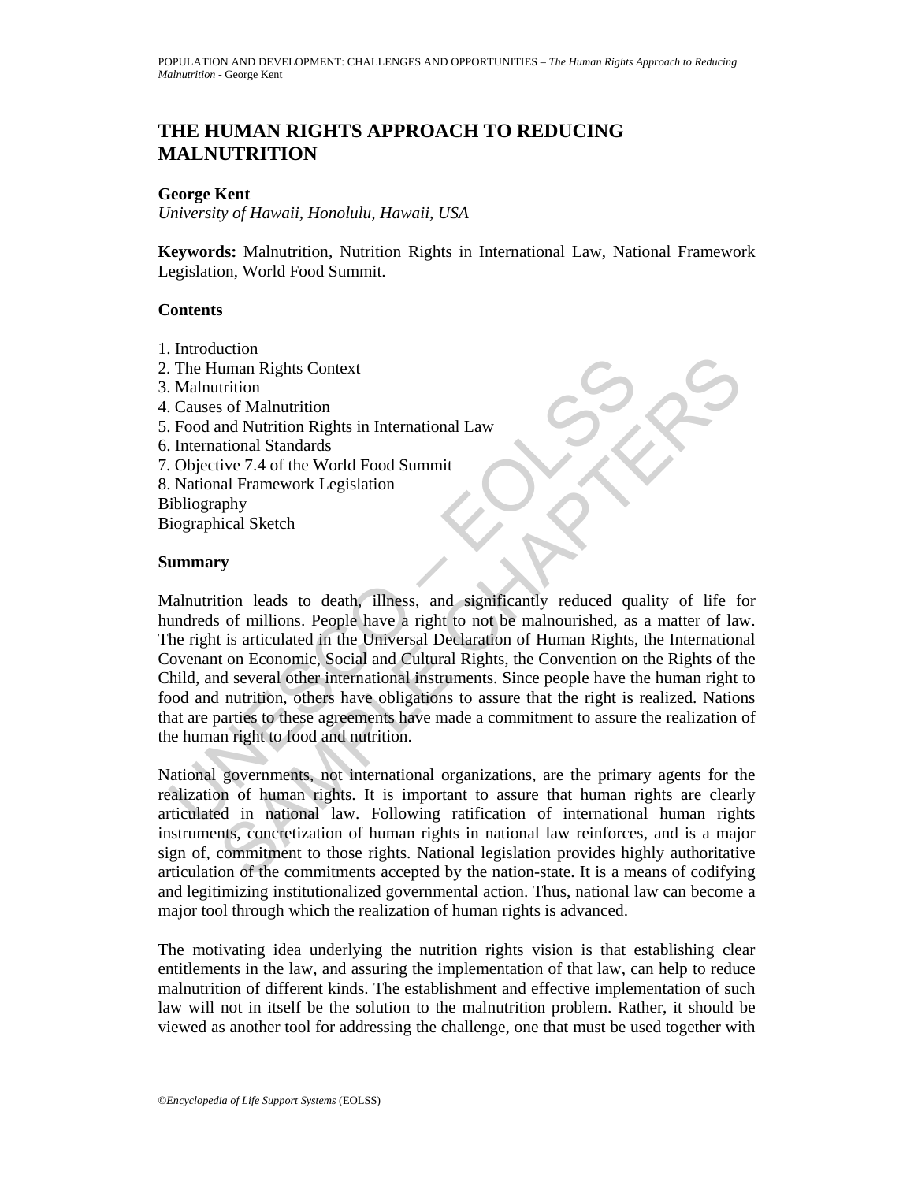# THE HUMAN RIGHTS APPROACH TO REDUCING MALNUTRITION

**George Kent**
*University of Hawaii, Honolulu, Hawaii, USA*

**Keywords:** Malnutrition, Nutrition Rights in International Law, National Framework Legislation, World Food Summit.

## Contents

1. Introduction
2. The Human Rights Context
3. Malnutrition
4. Causes of Malnutrition
5. Food and Nutrition Rights in International Law
6. International Standards
7. Objective 7.4 of the World Food Summit
8. National Framework Legislation

Bibliography
Biographical Sketch

## Summary

Malnutrition leads to death, illness, and significantly reduced quality of life for hundreds of millions. People have a right to not be malnourished, as a matter of law. The right is articulated in the Universal Declaration of Human Rights, the International Covenant on Economic, Social and Cultural Rights, the Convention on the Rights of the Child, and several other international instruments. Since people have the human right to food and nutrition, others have obligations to assure that the right is realized. Nations that are parties to these agreements have made a commitment to assure the realization of the human right to food and nutrition.

National governments, not international organizations, are the primary agents for the realization of human rights. It is important to assure that human rights are clearly articulated in national law. Following ratification of international human rights instruments, concretization of human rights in national law reinforces, and is a major sign of, commitment to those rights. National legislation provides highly authoritative articulation of the commitments accepted by the nation-state. It is a means of codifying and legitimizing institutionalized governmental action. Thus, national law can become a major tool through which the realization of human rights is advanced.

The motivating idea underlying the nutrition rights vision is that establishing clear entitlements in the law, and assuring the implementation of that law, can help to reduce malnutrition of different kinds. The establishment and effective implementation of such law will not in itself be the solution to the malnutrition problem. Rather, it should be viewed as another tool for addressing the challenge, one that must be used together with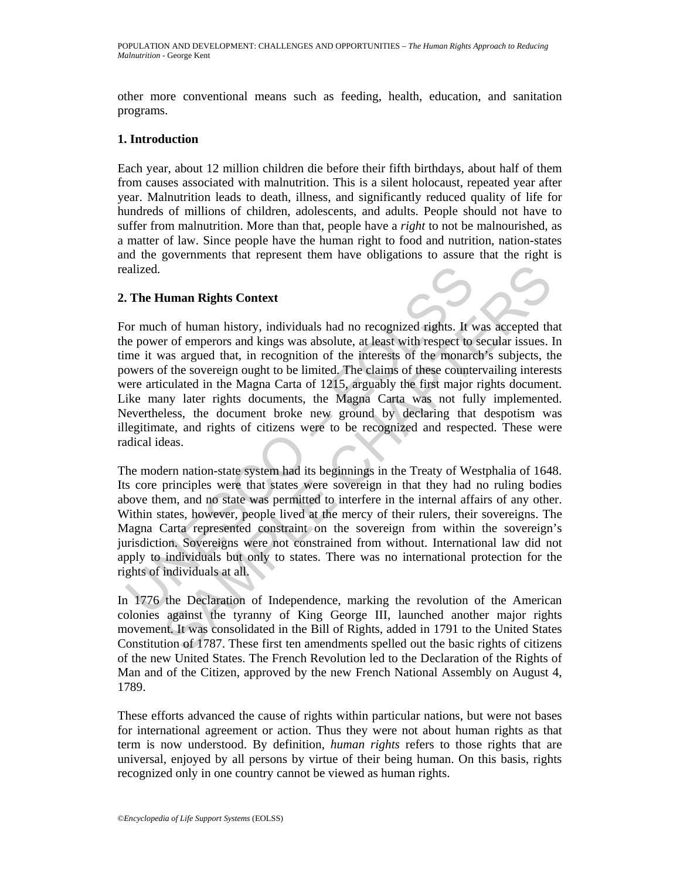other more conventional means such as feeding, health, education, and sanitation programs.

## 1. Introduction

Each year, about 12 million children die before their fifth birthdays, about half of them from causes associated with malnutrition. This is a silent holocaust, repeated year after year. Malnutrition leads to death, illness, and significantly reduced quality of life for hundreds of millions of children, adolescents, and adults. People should not have to suffer from malnutrition. More than that, people have a *right* to not be malnourished, as a matter of law. Since people have the human right to food and nutrition, nation-states and the governments that represent them have obligations to assure that the right is realized.

## 2. The Human Rights Context

For much of human history, individuals had no recognized rights. It was accepted that the power of emperors and kings was absolute, at least with respect to secular issues. In time it was argued that, in recognition of the interests of the monarch's subjects, the powers of the sovereign ought to be limited. The claims of these countervailing interests were articulated in the Magna Carta of 1215, arguably the first major rights document. Like many later rights documents, the Magna Carta was not fully implemented. Nevertheless, the document broke new ground by declaring that despotism was illegitimate, and rights of citizens were to be recognized and respected. These were radical ideas.

The modern nation-state system had its beginnings in the Treaty of Westphalia of 1648. Its core principles were that states were sovereign in that they had no ruling bodies above them, and no state was permitted to interfere in the internal affairs of any other. Within states, however, people lived at the mercy of their rulers, their sovereigns. The Magna Carta represented constraint on the sovereign from within the sovereign's jurisdiction. Sovereigns were not constrained from without. International law did not apply to individuals but only to states. There was no international protection for the rights of individuals at all.

In 1776 the Declaration of Independence, marking the revolution of the American colonies against the tyranny of King George III, launched another major rights movement. It was consolidated in the Bill of Rights, added in 1791 to the United States Constitution of 1787. These first ten amendments spelled out the basic rights of citizens of the new United States. The French Revolution led to the Declaration of the Rights of Man and of the Citizen, approved by the new French National Assembly on August 4, 1789.

These efforts advanced the cause of rights within particular nations, but were not bases for international agreement or action. Thus they were not about human rights as that term is now understood. By definition, *human rights* refers to those rights that are universal, enjoyed by all persons by virtue of their being human. On this basis, rights recognized only in one country cannot be viewed as human rights.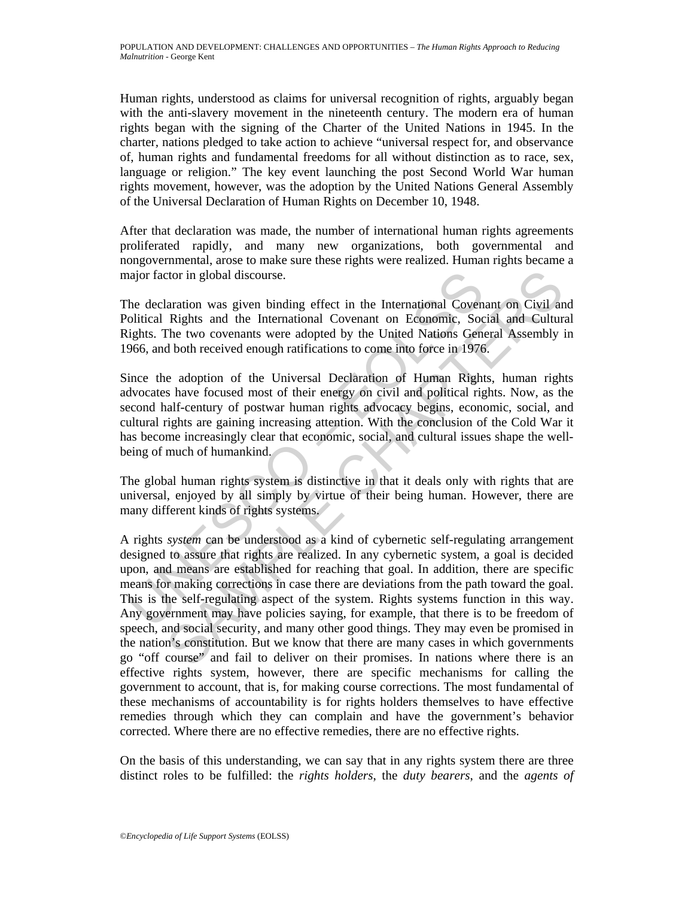Human rights, understood as claims for universal recognition of rights, arguably began with the anti-slavery movement in the nineteenth century. The modern era of human rights began with the signing of the Charter of the United Nations in 1945. In the charter, nations pledged to take action to achieve "universal respect for, and observance of, human rights and fundamental freedoms for all without distinction as to race, sex, language or religion." The key event launching the post Second World War human rights movement, however, was the adoption by the United Nations General Assembly of the Universal Declaration of Human Rights on December 10, 1948.

After that declaration was made, the number of international human rights agreements proliferated rapidly, and many new organizations, both governmental and nongovernmental, arose to make sure these rights were realized. Human rights became a major factor in global discourse.

The declaration was given binding effect in the International Covenant on Civil and Political Rights and the International Covenant on Economic, Social and Cultural Rights. The two covenants were adopted by the United Nations General Assembly in 1966, and both received enough ratifications to come into force in 1976.

Since the adoption of the Universal Declaration of Human Rights, human rights advocates have focused most of their energy on civil and political rights. Now, as the second half-century of postwar human rights advocacy begins, economic, social, and cultural rights are gaining increasing attention. With the conclusion of the Cold War it has become increasingly clear that economic, social, and cultural issues shape the well-being of much of humankind.

The global human rights system is distinctive in that it deals only with rights that are universal, enjoyed by all simply by virtue of their being human. However, there are many different kinds of rights systems.

A rights *system* can be understood as a kind of cybernetic self-regulating arrangement designed to assure that rights are realized. In any cybernetic system, a goal is decided upon, and means are established for reaching that goal. In addition, there are specific means for making corrections in case there are deviations from the path toward the goal. This is the self-regulating aspect of the system. Rights systems function in this way. Any government may have policies saying, for example, that there is to be freedom of speech, and social security, and many other good things. They may even be promised in the nation's constitution. But we know that there are many cases in which governments go "off course" and fail to deliver on their promises. In nations where there is an effective rights system, however, there are specific mechanisms for calling the government to account, that is, for making course corrections. The most fundamental of these mechanisms of accountability is for rights holders themselves to have effective remedies through which they can complain and have the government's behavior corrected. Where there are no effective remedies, there are no effective rights.

On the basis of this understanding, we can say that in any rights system there are three distinct roles to be fulfilled: the *rights holders*, the *duty bearers*, and the *agents of*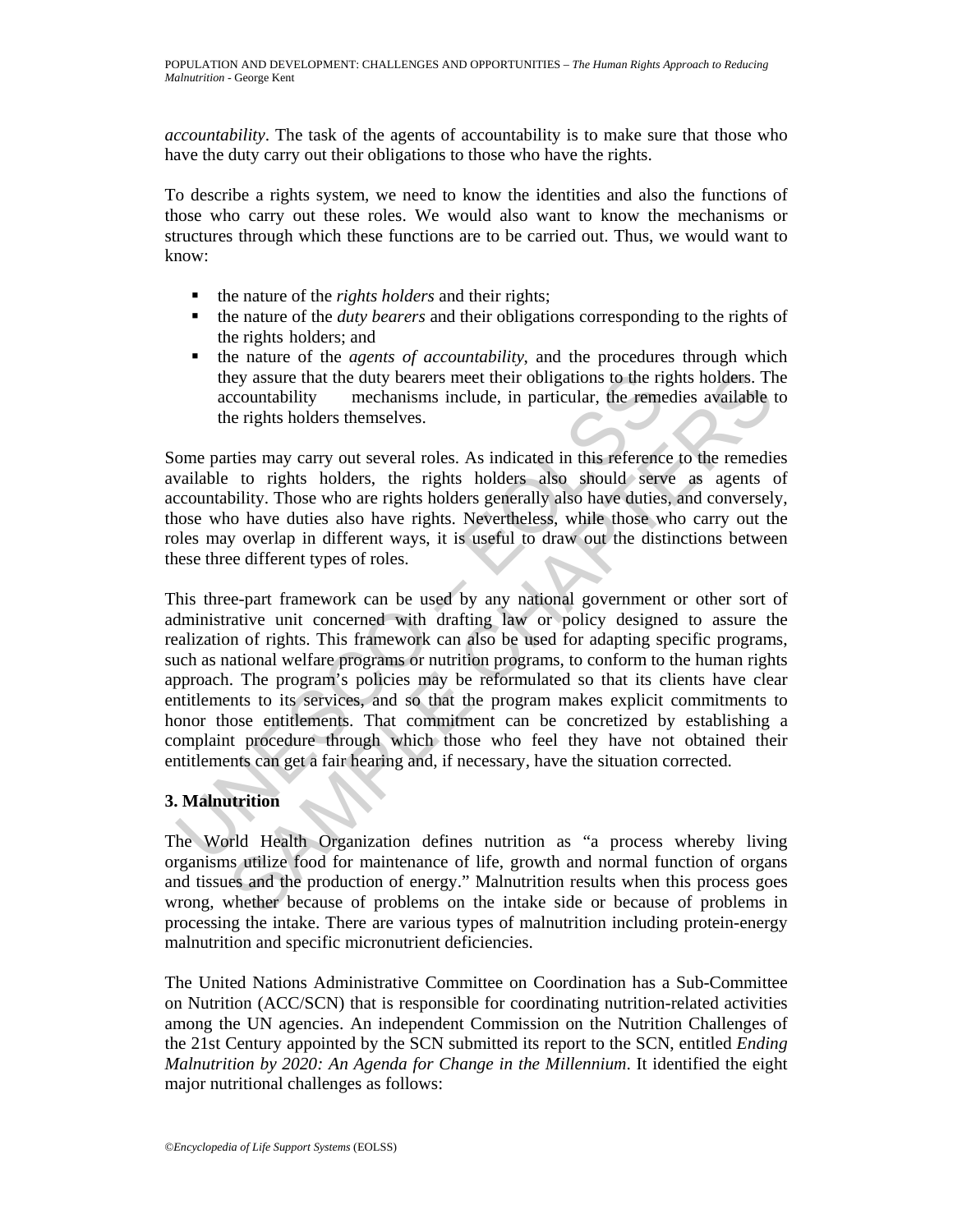*accountability*. The task of the agents of accountability is to make sure that those who have the duty carry out their obligations to those who have the rights.

To describe a rights system, we need to know the identities and also the functions of those who carry out these roles. We would also want to know the mechanisms or structures through which these functions are to be carried out. Thus, we would want to know:

- the nature of the *rights holders* and their rights;
- the nature of the *duty bearers* and their obligations corresponding to the rights of the rights holders; and
- the nature of the *agents of accountability*, and the procedures through which they assure that the duty bearers meet their obligations to the rights holders. The accountability mechanisms include, in particular, the remedies available to the rights holders themselves.

Some parties may carry out several roles. As indicated in this reference to the remedies available to rights holders, the rights holders also should serve as agents of accountability. Those who are rights holders generally also have duties, and conversely, those who have duties also have rights. Nevertheless, while those who carry out the roles may overlap in different ways, it is useful to draw out the distinctions between these three different types of roles.

This three-part framework can be used by any national government or other sort of administrative unit concerned with drafting law or policy designed to assure the realization of rights. This framework can also be used for adapting specific programs, such as national welfare programs or nutrition programs, to conform to the human rights approach. The program's policies may be reformulated so that its clients have clear entitlements to its services, and so that the program makes explicit commitments to honor those entitlements. That commitment can be concretized by establishing a complaint procedure through which those who feel they have not obtained their entitlements can get a fair hearing and, if necessary, have the situation corrected.

## 3. Malnutrition

The World Health Organization defines nutrition as "a process whereby living organisms utilize food for maintenance of life, growth and normal function of organs and tissues and the production of energy." Malnutrition results when this process goes wrong, whether because of problems on the intake side or because of problems in processing the intake. There are various types of malnutrition including protein-energy malnutrition and specific micronutrient deficiencies.

The United Nations Administrative Committee on Coordination has a Sub-Committee on Nutrition (ACC/SCN) that is responsible for coordinating nutrition-related activities among the UN agencies. An independent Commission on the Nutrition Challenges of the 21st Century appointed by the SCN submitted its report to the SCN, entitled *Ending Malnutrition by 2020: An Agenda for Change in the Millennium*. It identified the eight major nutritional challenges as follows: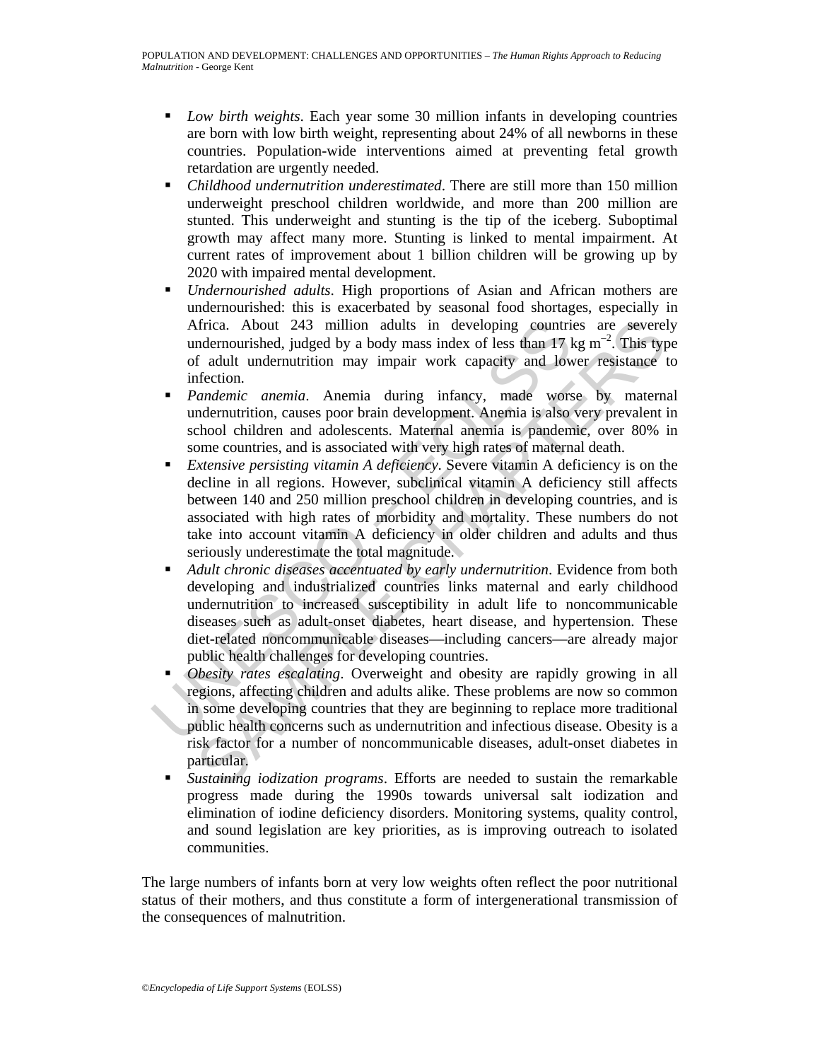- *Low birth weights*. Each year some 30 million infants in developing countries are born with low birth weight, representing about 24% of all newborns in these countries. Population-wide interventions aimed at preventing fetal growth retardation are urgently needed.
- *Childhood undernutrition underestimated*. There are still more than 150 million underweight preschool children worldwide, and more than 200 million are stunted. This underweight and stunting is the tip of the iceberg. Suboptimal growth may affect many more. Stunting is linked to mental impairment. At current rates of improvement about 1 billion children will be growing up by 2020 with impaired mental development.
- *Undernourished adults*. High proportions of Asian and African mothers are undernourished: this is exacerbated by seasonal food shortages, especially in Africa. About 243 million adults in developing countries are severely undernourished, judged by a body mass index of less than 17 kg $m^{-2}$. This type of adult undernutrition may impair work capacity and lower resistance to infection.
- *Pandemic anemia*. Anemia during infancy, made worse by maternal undernutrition, causes poor brain development. Anemia is also very prevalent in school children and adolescents. Maternal anemia is pandemic, over 80% in some countries, and is associated with very high rates of maternal death.
- *Extensive persisting vitamin A deficiency*. Severe vitamin A deficiency is on the decline in all regions. However, subclinical vitamin A deficiency still affects between 140 and 250 million preschool children in developing countries, and is associated with high rates of morbidity and mortality. These numbers do not take into account vitamin A deficiency in older children and adults and thus seriously underestimate the total magnitude.
- *Adult chronic diseases accentuated by early undernutrition*. Evidence from both developing and industrialized countries links maternal and early childhood undernutrition to increased susceptibility in adult life to noncommunicable diseases such as adult-onset diabetes, heart disease, and hypertension. These diet-related noncommunicable diseases—including cancers—are already major public health challenges for developing countries.
- *Obesity rates escalating*. Overweight and obesity are rapidly growing in all regions, affecting children and adults alike. These problems are now so common in some developing countries that they are beginning to replace more traditional public health concerns such as undernutrition and infectious disease. Obesity is a risk factor for a number of noncommunicable diseases, adult-onset diabetes in particular.
- *Sustaining iodization programs*. Efforts are needed to sustain the remarkable progress made during the 1990s towards universal salt iodization and elimination of iodine deficiency disorders. Monitoring systems, quality control, and sound legislation are key priorities, as is improving outreach to isolated communities.

The large numbers of infants born at very low weights often reflect the poor nutritional status of their mothers, and thus constitute a form of intergenerational transmission of the consequences of malnutrition.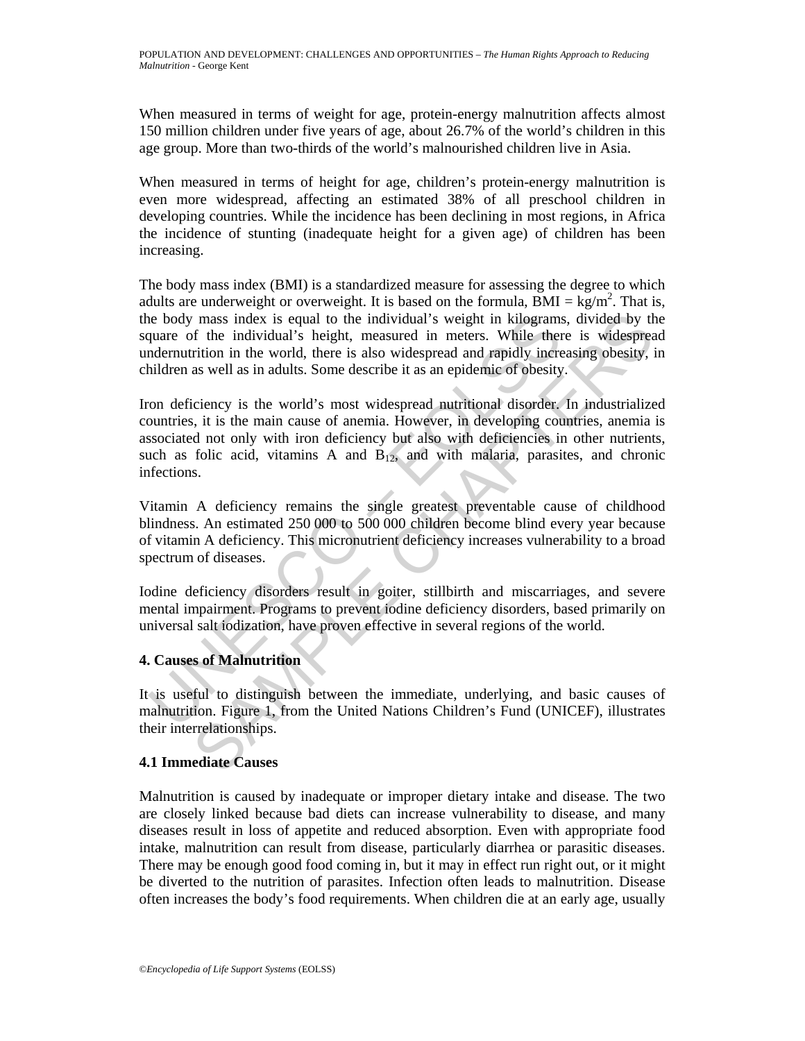When measured in terms of weight for age, protein-energy malnutrition affects almost 150 million children under five years of age, about 26.7% of the world's children in this age group. More than two-thirds of the world's malnourished children live in Asia.

When measured in terms of height for age, children's protein-energy malnutrition is even more widespread, affecting an estimated 38% of all preschool children in developing countries. While the incidence has been declining in most regions, in Africa the incidence of stunting (inadequate height for a given age) of children has been increasing.

The body mass index (BMI) is a standardized measure for assessing the degree to which adults are underweight or overweight. It is based on the formula, $BMI = kg/m^2$. That is, the body mass index is equal to the individual's weight in kilograms, divided by the square of the individual's height, measured in meters. While there is widespread undernutrition in the world, there is also widespread and rapidly increasing obesity, in children as well as in adults. Some describe it as an epidemic of obesity.

Iron deficiency is the world's most widespread nutritional disorder. In industrialized countries, it is the main cause of anemia. However, in developing countries, anemia is associated not only with iron deficiency but also with deficiencies in other nutrients, such as folic acid, vitamins A and $B_{12}$, and with malaria, parasites, and chronic infections.

Vitamin A deficiency remains the single greatest preventable cause of childhood blindness. An estimated 250 000 to 500 000 children become blind every year because of vitamin A deficiency. This micronutrient deficiency increases vulnerability to a broad spectrum of diseases.

Iodine deficiency disorders result in goiter, stillbirth and miscarriages, and severe mental impairment. Programs to prevent iodine deficiency disorders, based primarily on universal salt iodization, have proven effective in several regions of the world.

## 4. Causes of Malnutrition

It is useful to distinguish between the immediate, underlying, and basic causes of malnutrition. Figure 1, from the United Nations Children's Fund (UNICEF), illustrates their interrelationships.

### 4.1 Immediate Causes

Malnutrition is caused by inadequate or improper dietary intake and disease. The two are closely linked because bad diets can increase vulnerability to disease, and many diseases result in loss of appetite and reduced absorption. Even with appropriate food intake, malnutrition can result from disease, particularly diarrhea or parasitic diseases. There may be enough good food coming in, but it may in effect run right out, or it might be diverted to the nutrition of parasites. Infection often leads to malnutrition. Disease often increases the body's food requirements. When children die at an early age, usually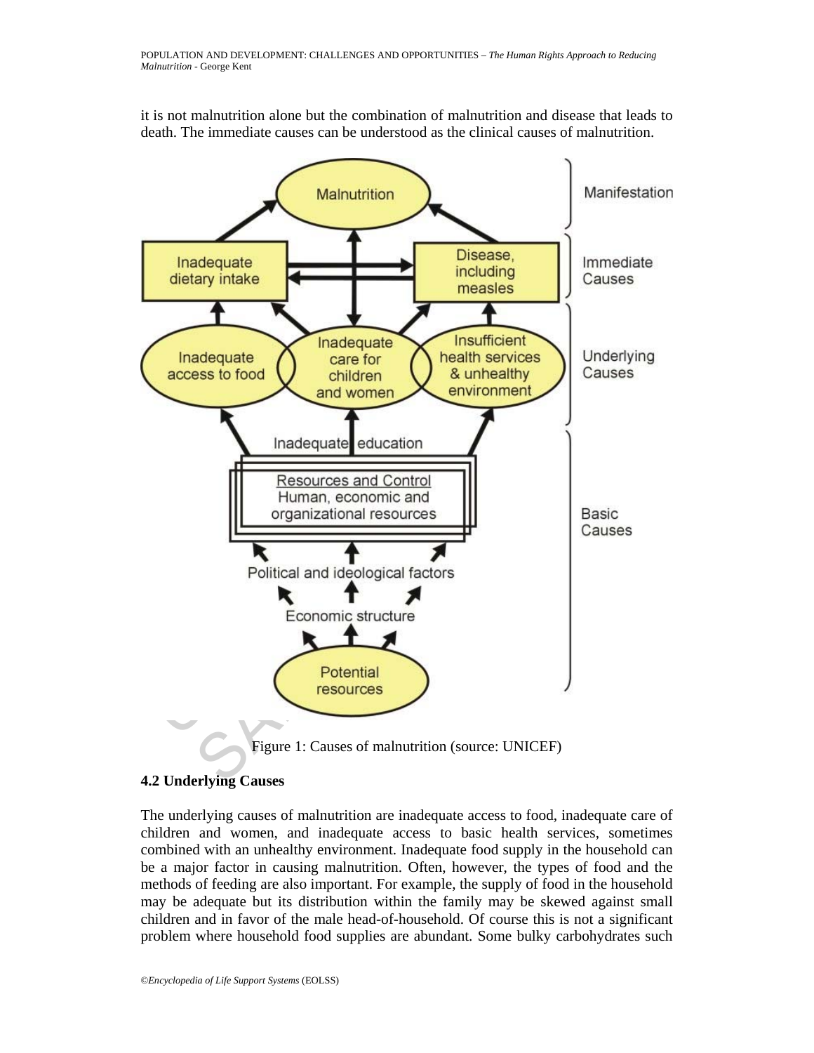it is not malnutrition alone but the combination of malnutrition and disease that leads to death. The immediate causes can be understood as the clinical causes of malnutrition.

Figure 1: Causes of malnutrition (source: UNICEF)

### 4.2 Underlying Causes

The underlying causes of malnutrition are inadequate access to food, inadequate care of children and women, and inadequate access to basic health services, sometimes combined with an unhealthy environment. Inadequate food supply in the household can be a major factor in causing malnutrition. Often, however, the types of food and the methods of feeding are also important. For example, the supply of food in the household may be adequate but its distribution within the family may be skewed against small children and in favor of the male head-of-household. Of course this is not a significant problem where household food supplies are abundant. Some bulky carbohydrates such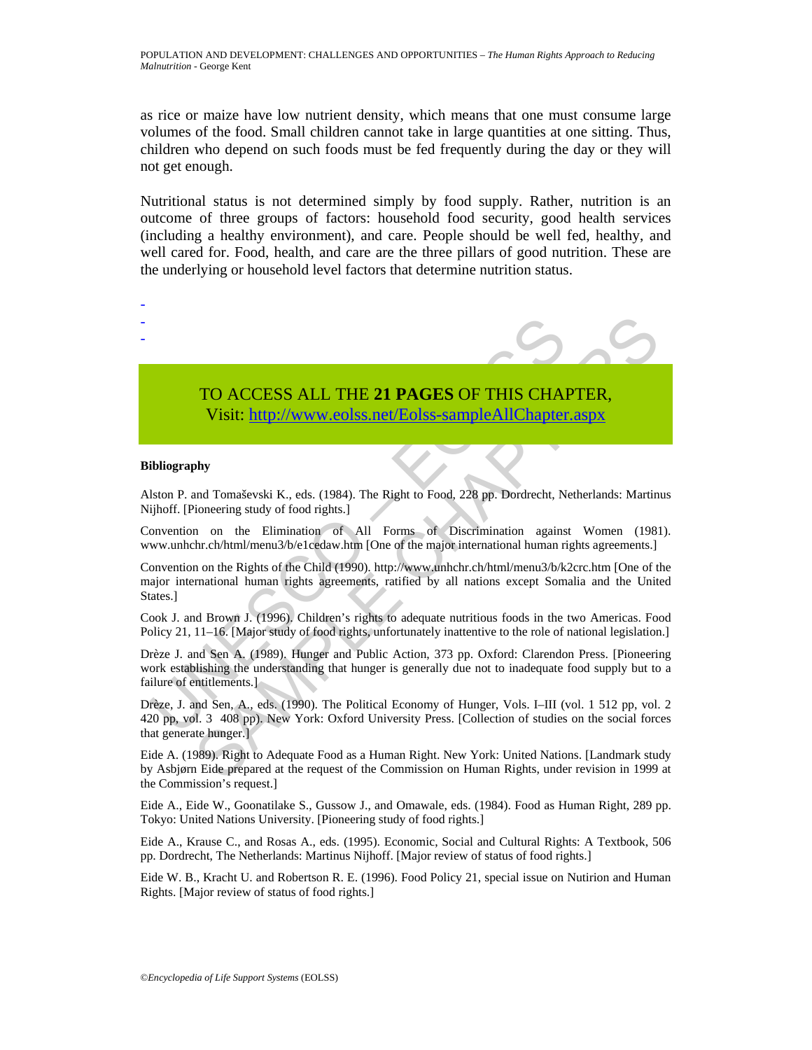as rice or maize have low nutrient density, which means that one must consume large volumes of the food. Small children cannot take in large quantities at one sitting. Thus, children who depend on such foods must be fed frequently during the day or they will not get enough.

Nutritional status is not determined simply by food supply. Rather, nutrition is an outcome of three groups of factors: household food security, good health services (including a healthy environment), and care. People should be well fed, healthy, and well cared for. Food, health, and care are the three pillars of good nutrition. These are the underlying or household level factors that determine nutrition status.

-
-
-

TO ACCESS ALL THE **21 PAGES** OF THIS CHAPTER,
Visit: http://www.eolss.net/Eolss-sampleAllChapter.aspx

**Bibliography**

Alston P. and Tomaševski K., eds. (1984). The Right to Food, 228 pp. Dordrecht, Netherlands: Martinus Nijhoff. [Pioneering study of food rights.]

Convention on the Elimination of All Forms of Discrimination against Women (1981). www.unhchr.ch/html/menu3/b/e1cedaw.htm [One of the major international human rights agreements.]

Convention on the Rights of the Child (1990). http://www.unhchr.ch/html/menu3/b/k2crc.htm [One of the major international human rights agreements, ratified by all nations except Somalia and the United States.]

Cook J. and Brown J. (1996). Children's rights to adequate nutritious foods in the two Americas. Food Policy 21, 11–16. [Major study of food rights, unfortunately inattentive to the role of national legislation.]

Drèze J. and Sen A. (1989). Hunger and Public Action, 373 pp. Oxford: Clarendon Press. [Pioneering work establishing the understanding that hunger is generally due not to inadequate food supply but to a failure of entitlements.]

Drèze, J. and Sen, A., eds. (1990). The Political Economy of Hunger, Vols. I–III (vol. 1 512 pp, vol. 2 420 pp, vol. 3 408 pp). New York: Oxford University Press. [Collection of studies on the social forces that generate hunger.]

Eide A. (1989). Right to Adequate Food as a Human Right. New York: United Nations. [Landmark study by Asbjørn Eide prepared at the request of the Commission on Human Rights, under revision in 1999 at the Commission's request.]

Eide A., Eide W., Goonatilake S., Gussow J., and Omawale, eds. (1984). Food as Human Right, 289 pp. Tokyo: United Nations University. [Pioneering study of food rights.]

Eide A., Krause C., and Rosas A., eds. (1995). Economic, Social and Cultural Rights: A Textbook, 506 pp. Dordrecht, The Netherlands: Martinus Nijhoff. [Major review of status of food rights.]

Eide W. B., Kracht U. and Robertson R. E. (1996). Food Policy 21, special issue on Nutirion and Human Rights. [Major review of status of food rights.]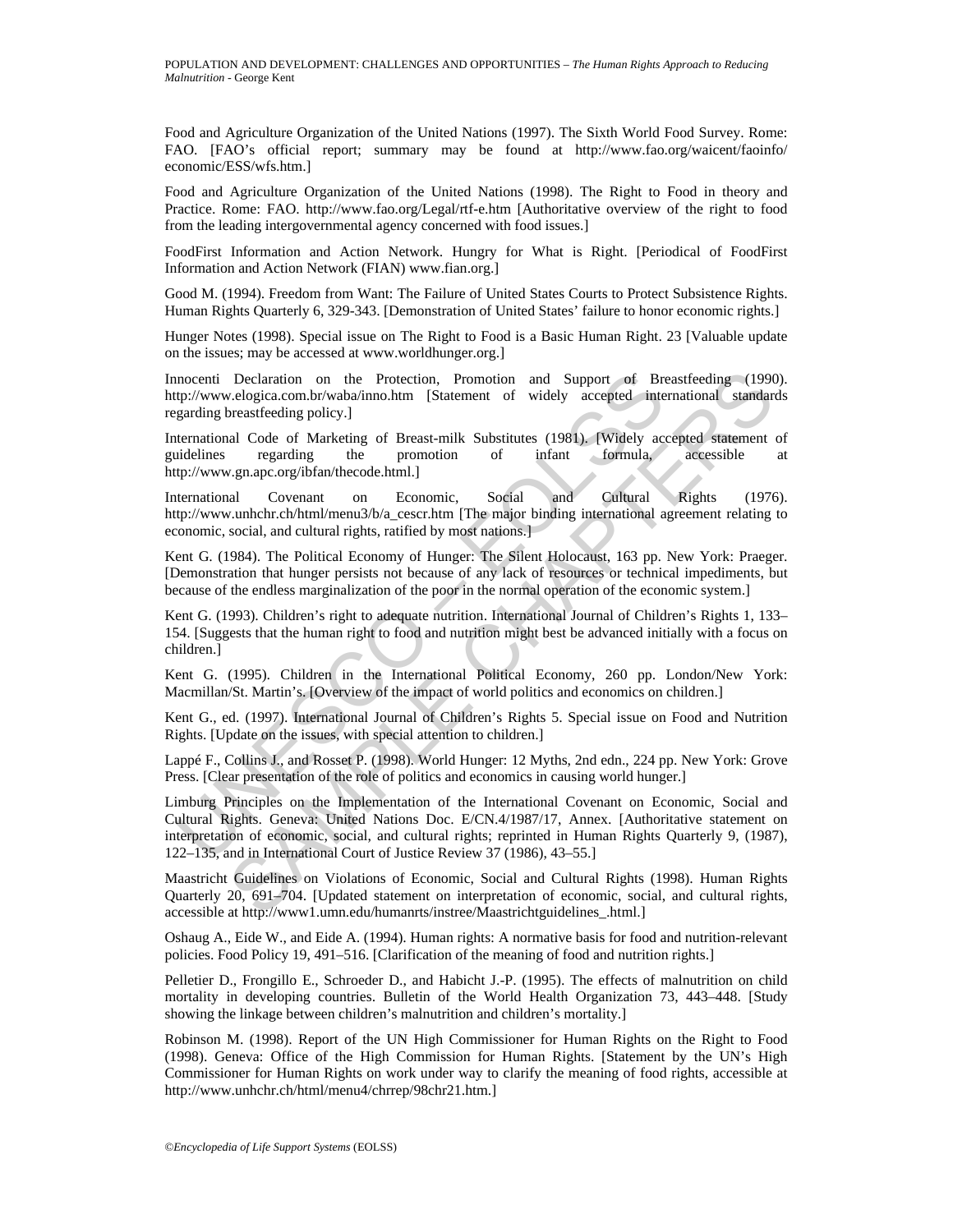Food and Agriculture Organization of the United Nations (1997). The Sixth World Food Survey. Rome: FAO. [FAO's official report; summary may be found at http://www.fao.org/waicent/faoinfo/economic/ESS/wfs.htm.]

Food and Agriculture Organization of the United Nations (1998). The Right to Food in theory and Practice. Rome: FAO. http://www.fao.org/Legal/rtf-e.htm [Authoritative overview of the right to food from the leading intergovernmental agency concerned with food issues.]

FoodFirst Information and Action Network. Hungry for What is Right. [Periodical of FoodFirst Information and Action Network (FIAN) www.fian.org.]

Good M. (1994). Freedom from Want: The Failure of United States Courts to Protect Subsistence Rights. Human Rights Quarterly 6, 329-343. [Demonstration of United States' failure to honor economic rights.]

Hunger Notes (1998). Special issue on The Right to Food is a Basic Human Right. 23 [Valuable update on the issues; may be accessed at www.worldhunger.org.]

Innocenti Declaration on the Protection, Promotion and Support of Breastfeeding (1990). http://www.elogica.com.br/waba/inno.htm [Statement of widely accepted international standards regarding breastfeeding policy.]

International Code of Marketing of Breast-milk Substitutes (1981). [Widely accepted statement of guidelines regarding the promotion of infant formula, accessible at http://www.gn.apc.org/ibfan/thecode.html.]

International Covenant on Economic, Social and Cultural Rights (1976). http://www.unhchr.ch/html/menu3/b/a_cescr.htm [The major binding international agreement relating to economic, social, and cultural rights, ratified by most nations.]

Kent G. (1984). The Political Economy of Hunger: The Silent Holocaust, 163 pp. New York: Praeger. [Demonstration that hunger persists not because of any lack of resources or technical impediments, but because of the endless marginalization of the poor in the normal operation of the economic system.]

Kent G. (1993). Children's right to adequate nutrition. International Journal of Children's Rights 1, 133–154. [Suggests that the human right to food and nutrition might best be advanced initially with a focus on children.]

Kent G. (1995). Children in the International Political Economy, 260 pp. London/New York: Macmillan/St. Martin's. [Overview of the impact of world politics and economics on children.]

Kent G., ed. (1997). International Journal of Children's Rights 5. Special issue on Food and Nutrition Rights. [Update on the issues, with special attention to children.]

Lappé F., Collins J., and Rosset P. (1998). World Hunger: 12 Myths, 2nd edn., 224 pp. New York: Grove Press. [Clear presentation of the role of politics and economics in causing world hunger.]

Limburg Principles on the Implementation of the International Covenant on Economic, Social and Cultural Rights. Geneva: United Nations Doc. E/CN.4/1987/17, Annex. [Authoritative statement on interpretation of economic, social, and cultural rights; reprinted in Human Rights Quarterly 9, (1987), 122–135, and in International Court of Justice Review 37 (1986), 43–55.]

Maastricht Guidelines on Violations of Economic, Social and Cultural Rights (1998). Human Rights Quarterly 20, 691–704. [Updated statement on interpretation of economic, social, and cultural rights, accessible at http://www1.umn.edu/humanrts/instree/Maastrichtguidelines_.html.]

Oshaug A., Eide W., and Eide A. (1994). Human rights: A normative basis for food and nutrition-relevant policies. Food Policy 19, 491–516. [Clarification of the meaning of food and nutrition rights.]

Pelletier D., Frongillo E., Schroeder D., and Habicht J.-P. (1995). The effects of malnutrition on child mortality in developing countries. Bulletin of the World Health Organization 73, 443–448. [Study showing the linkage between children's malnutrition and children's mortality.]

Robinson M. (1998). Report of the UN High Commissioner for Human Rights on the Right to Food (1998). Geneva: Office of the High Commission for Human Rights. [Statement by the UN's High Commissioner for Human Rights on work under way to clarify the meaning of food rights, accessible at http://www.unhchr.ch/html/menu4/chrrep/98chr21.htm.]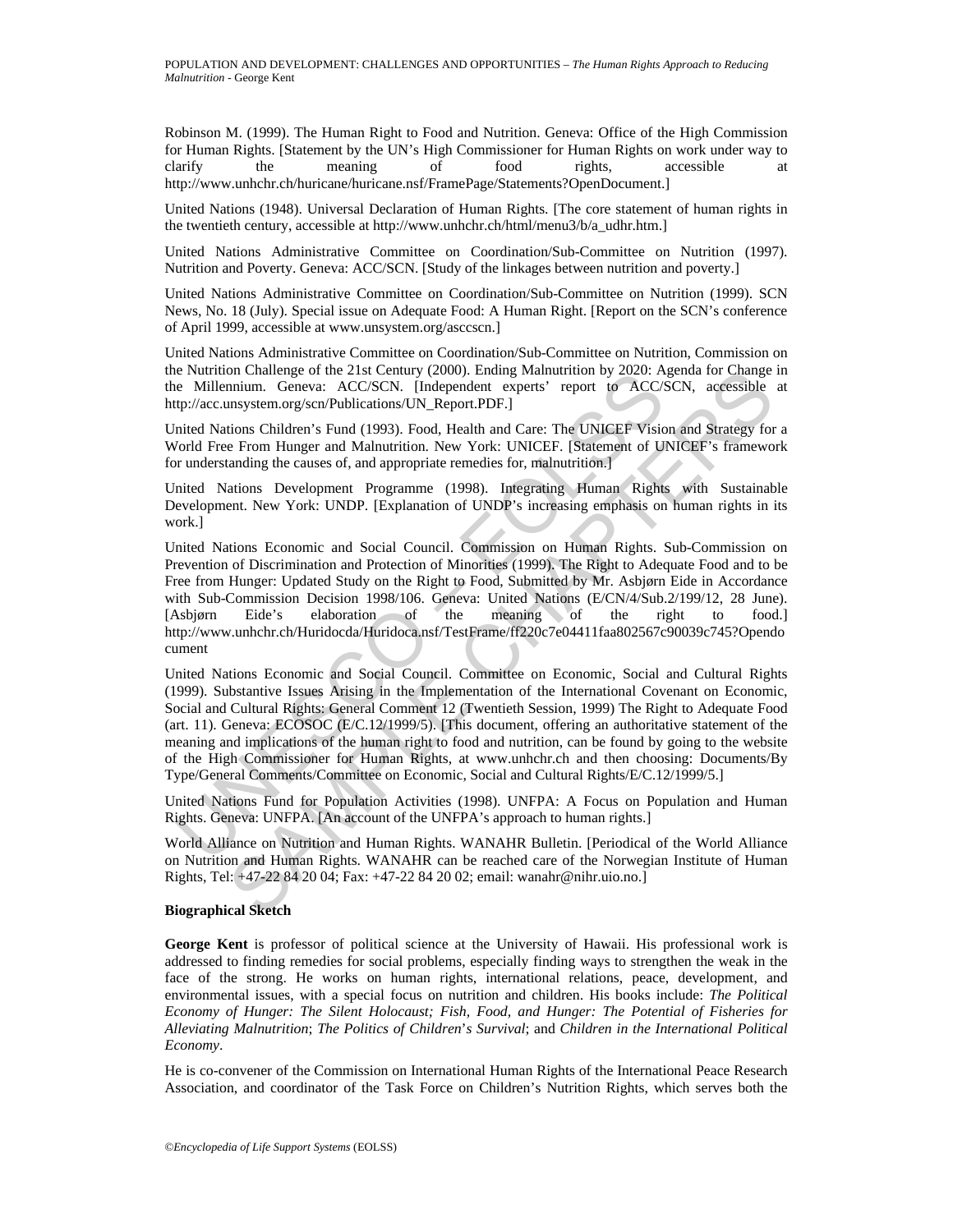Robinson M. (1999). The Human Right to Food and Nutrition. Geneva: Office of the High Commission for Human Rights. [Statement by the UN's High Commissioner for Human Rights on work under way to clarify the meaning of food rights, accessible at http://www.unhchr.ch/huricane/huricane.nsf/FramePage/Statements?OpenDocument.]

United Nations (1948). Universal Declaration of Human Rights. [The core statement of human rights in the twentieth century, accessible at http://www.unhchr.ch/html/menu3/b/a_udhr.htm.]

United Nations Administrative Committee on Coordination/Sub-Committee on Nutrition (1997). Nutrition and Poverty. Geneva: ACC/SCN. [Study of the linkages between nutrition and poverty.]

United Nations Administrative Committee on Coordination/Sub-Committee on Nutrition (1999). SCN News, No. 18 (July). Special issue on Adequate Food: A Human Right. [Report on the SCN's conference of April 1999, accessible at www.unsystem.org/asccscn.]

United Nations Administrative Committee on Coordination/Sub-Committee on Nutrition, Commission on the Nutrition Challenge of the 21st Century (2000). Ending Malnutrition by 2020: Agenda for Change in the Millennium. Geneva: ACC/SCN. [Independent experts' report to ACC/SCN, accessible at http://acc.unsystem.org/scn/Publications/UN_Report.PDF.]

United Nations Children's Fund (1993). Food, Health and Care: The UNICEF Vision and Strategy for a World Free From Hunger and Malnutrition. New York: UNICEF. [Statement of UNICEF's framework for understanding the causes of, and appropriate remedies for, malnutrition.]

United Nations Development Programme (1998). Integrating Human Rights with Sustainable Development. New York: UNDP. [Explanation of UNDP's increasing emphasis on human rights in its work.]

United Nations Economic and Social Council. Commission on Human Rights. Sub-Commission on Prevention of Discrimination and Protection of Minorities (1999). The Right to Adequate Food and to be Free from Hunger: Updated Study on the Right to Food, Submitted by Mr. Asbjørn Eide in Accordance with Sub-Commission Decision 1998/106. Geneva: United Nations (E/CN/4/Sub.2/199/12, 28 June). [Asbjørn Eide's elaboration of the meaning of the right to food.] http://www.unhchr.ch/Huridocda/Huridoca.nsf/TestFrame/ff220c7e04411faa802567c90039c745?Opendocument

United Nations Economic and Social Council. Committee on Economic, Social and Cultural Rights (1999). Substantive Issues Arising in the Implementation of the International Covenant on Economic, Social and Cultural Rights: General Comment 12 (Twentieth Session, 1999) The Right to Adequate Food (art. 11). Geneva: ECOSOC (E/C.12/1999/5). [This document, offering an authoritative statement of the meaning and implications of the human right to food and nutrition, can be found by going to the website of the High Commissioner for Human Rights, at www.unhchr.ch and then choosing: Documents/By Type/General Comments/Committee on Economic, Social and Cultural Rights/E/C.12/1999/5.]

United Nations Fund for Population Activities (1998). UNFPA: A Focus on Population and Human Rights. Geneva: UNFPA. [An account of the UNFPA's approach to human rights.]

World Alliance on Nutrition and Human Rights. WANAHR Bulletin. [Periodical of the World Alliance on Nutrition and Human Rights. WANAHR can be reached care of the Norwegian Institute of Human Rights, Tel: +47-22 84 20 04; Fax: +47-22 84 20 02; email: wanahr@nihr.uio.no.]

**Biographical Sketch**

**George Kent** is professor of political science at the University of Hawaii. His professional work is addressed to finding remedies for social problems, especially finding ways to strengthen the weak in the face of the strong. He works on human rights, international relations, peace, development, and environmental issues, with a special focus on nutrition and children. His books include: *The Political Economy of Hunger: The Silent Holocaust; Fish, Food, and Hunger: The Potential of Fisheries for Alleviating Malnutrition*; *The Politics of Children's Survival*; and *Children in the International Political Economy*.

He is co-convener of the Commission on International Human Rights of the International Peace Research Association, and coordinator of the Task Force on Children's Nutrition Rights, which serves both the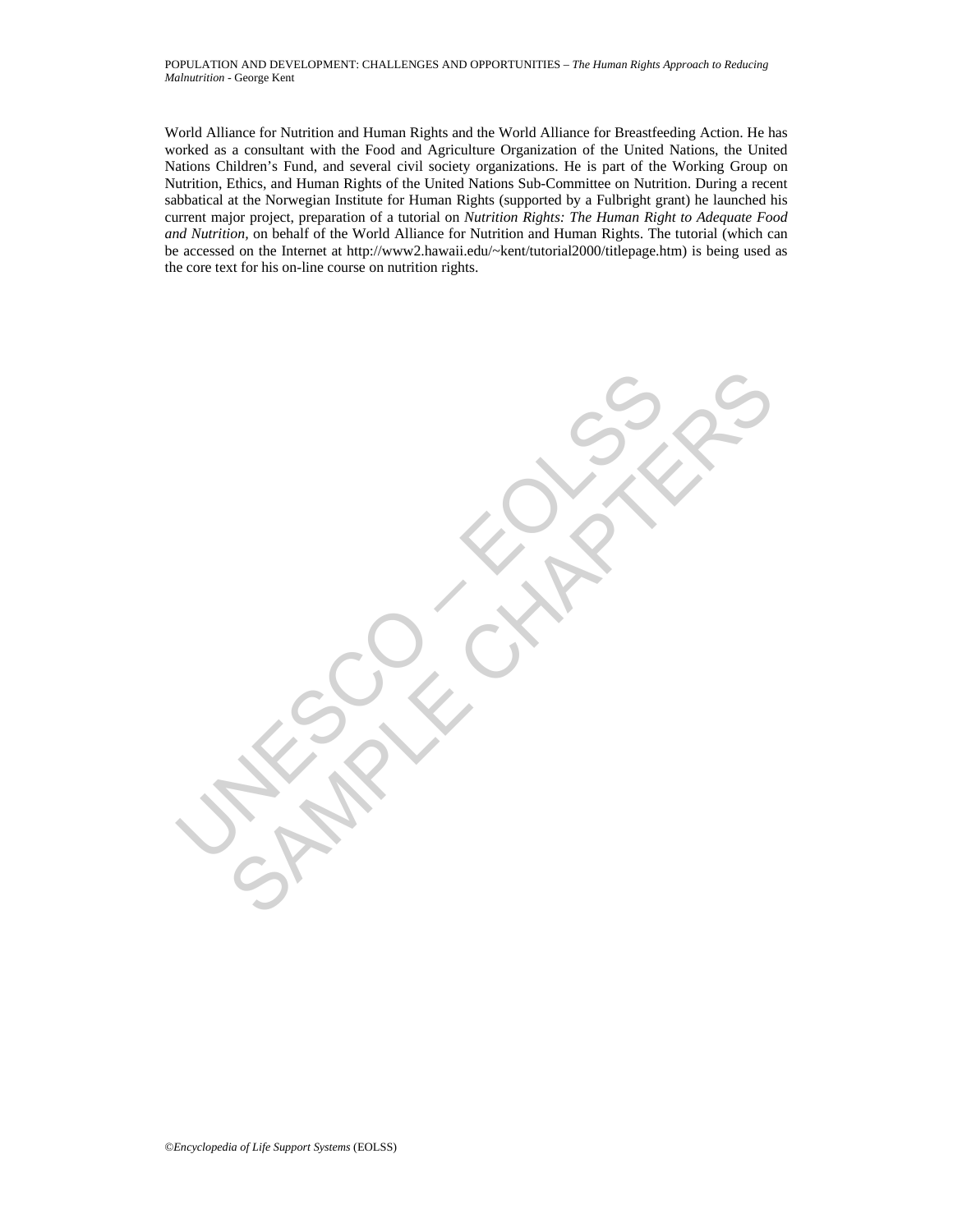World Alliance for Nutrition and Human Rights and the World Alliance for Breastfeeding Action. He has worked as a consultant with the Food and Agriculture Organization of the United Nations, the United Nations Children's Fund, and several civil society organizations. He is part of the Working Group on Nutrition, Ethics, and Human Rights of the United Nations Sub-Committee on Nutrition. During a recent sabbatical at the Norwegian Institute for Human Rights (supported by a Fulbright grant) he launched his current major project, preparation of a tutorial on *Nutrition Rights: The Human Right to Adequate Food and Nutrition,* on behalf of the World Alliance for Nutrition and Human Rights. The tutorial (which can be accessed on the Internet at http://www2.hawaii.edu/~kent/tutorial2000/titlepage.htm) is being used as the core text for his on-line course on nutrition rights.